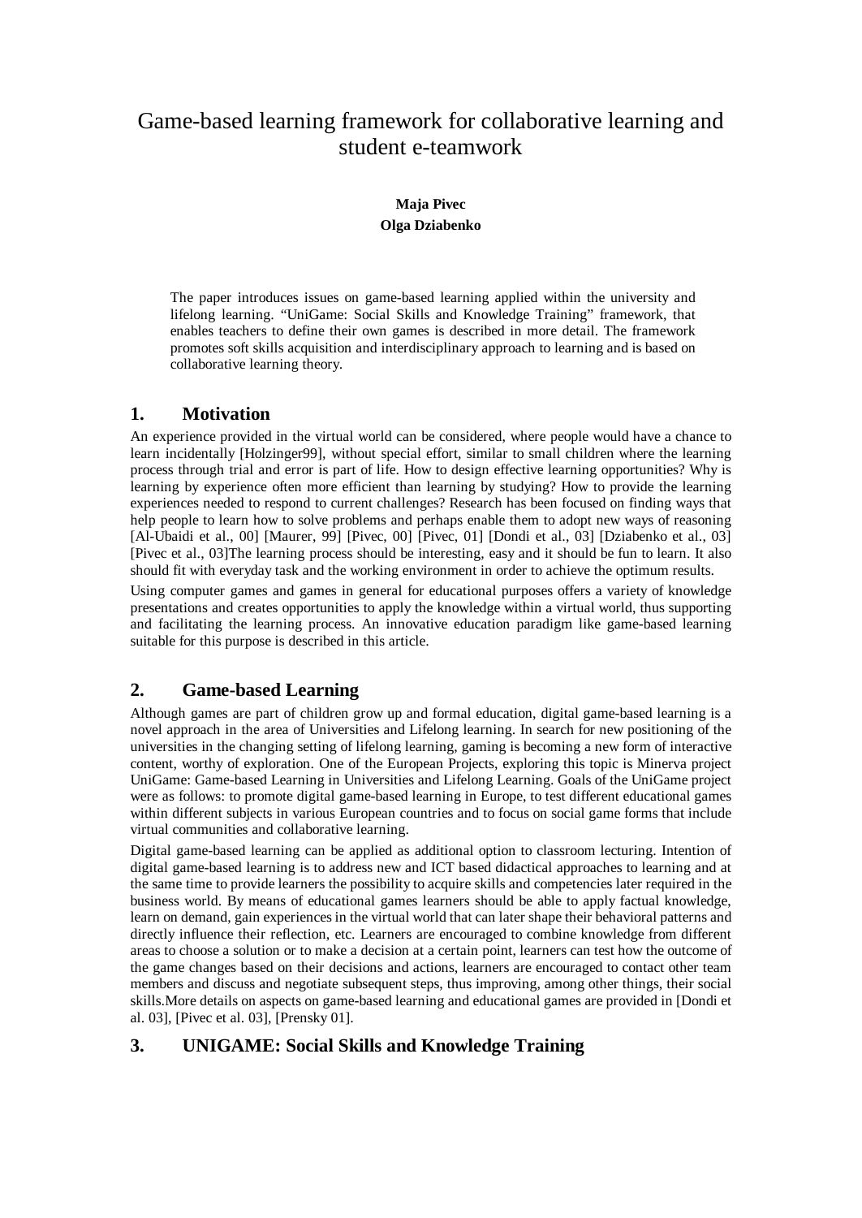# Game-based learning framework for collaborative learning and student e-teamwork

**Maja Pivec**
**Olga Dziabenko**

The paper introduces issues on game-based learning applied within the university and lifelong learning. "UniGame: Social Skills and Knowledge Training" framework, that enables teachers to define their own games is described in more detail. The framework promotes soft skills acquisition and interdisciplinary approach to learning and is based on collaborative learning theory.

## 1. Motivation

An experience provided in the virtual world can be considered, where people would have a chance to learn incidentally [Holzinger99], without special effort, similar to small children where the learning process through trial and error is part of life. How to design effective learning opportunities? Why is learning by experience often more efficient than learning by studying? How to provide the learning experiences needed to respond to current challenges? Research has been focused on finding ways that help people to learn how to solve problems and perhaps enable them to adopt new ways of reasoning [Al-Ubaidi et al., 00] [Maurer, 99] [Pivec, 00] [Pivec, 01] [Dondi et al., 03] [Dziabenko et al., 03] [Pivec et al., 03]The learning process should be interesting, easy and it should be fun to learn. It also should fit with everyday task and the working environment in order to achieve the optimum results.

Using computer games and games in general for educational purposes offers a variety of knowledge presentations and creates opportunities to apply the knowledge within a virtual world, thus supporting and facilitating the learning process. An innovative education paradigm like game-based learning suitable for this purpose is described in this article.

## 2. Game-based Learning

Although games are part of children grow up and formal education, digital game-based learning is a novel approach in the area of Universities and Lifelong learning. In search for new positioning of the universities in the changing setting of lifelong learning, gaming is becoming a new form of interactive content, worthy of exploration. One of the European Projects, exploring this topic is Minerva project UniGame: Game-based Learning in Universities and Lifelong Learning. Goals of the UniGame project were as follows: to promote digital game-based learning in Europe, to test different educational games within different subjects in various European countries and to focus on social game forms that include virtual communities and collaborative learning.

Digital game-based learning can be applied as additional option to classroom lecturing. Intention of digital game-based learning is to address new and ICT based didactical approaches to learning and at the same time to provide learners the possibility to acquire skills and competencies later required in the business world. By means of educational games learners should be able to apply factual knowledge, learn on demand, gain experiences in the virtual world that can later shape their behavioral patterns and directly influence their reflection, etc. Learners are encouraged to combine knowledge from different areas to choose a solution or to make a decision at a certain point, learners can test how the outcome of the game changes based on their decisions and actions, learners are encouraged to contact other team members and discuss and negotiate subsequent steps, thus improving, among other things, their social skills.More details on aspects on game-based learning and educational games are provided in [Dondi et al. 03], [Pivec et al. 03], [Prensky 01].

## 3. UNIGAME: Social Skills and Knowledge Training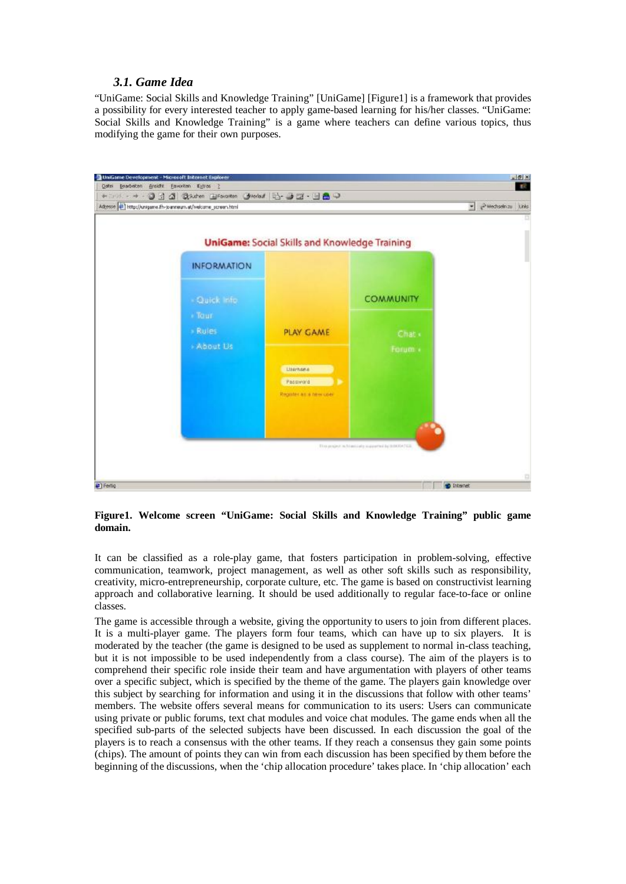### *3.1. Game Idea*

"UniGame: Social Skills and Knowledge Training" [UniGame] [Figure1] is a framework that provides a possibility for every interested teacher to apply game-based learning for his/her classes. "UniGame: Social Skills and Knowledge Training" is a game where teachers can define various topics, thus modifying the game for their own purposes.

**Figure1. Welcome screen "UniGame: Social Skills and Knowledge Training" public game domain.**

It can be classified as a role-play game, that fosters participation in problem-solving, effective communication, teamwork, project management, as well as other soft skills such as responsibility, creativity, micro-entrepreneurship, corporate culture, etc. The game is based on constructivist learning approach and collaborative learning. It should be used additionally to regular face-to-face or online classes.

The game is accessible through a website, giving the opportunity to users to join from different places. It is a multi-player game. The players form four teams, which can have up to six players. It is moderated by the teacher (the game is designed to be used as supplement to normal in-class teaching, but it is not impossible to be used independently from a class course). The aim of the players is to comprehend their specific role inside their team and have argumentation with players of other teams over a specific subject, which is specified by the theme of the game. The players gain knowledge over this subject by searching for information and using it in the discussions that follow with other teams' members. The website offers several means for communication to its users: Users can communicate using private or public forums, text chat modules and voice chat modules. The game ends when all the specified sub-parts of the selected subjects have been discussed. In each discussion the goal of the players is to reach a consensus with the other teams. If they reach a consensus they gain some points (chips). The amount of points they can win from each discussion has been specified by them before the beginning of the discussions, when the 'chip allocation procedure' takes place. In 'chip allocation' each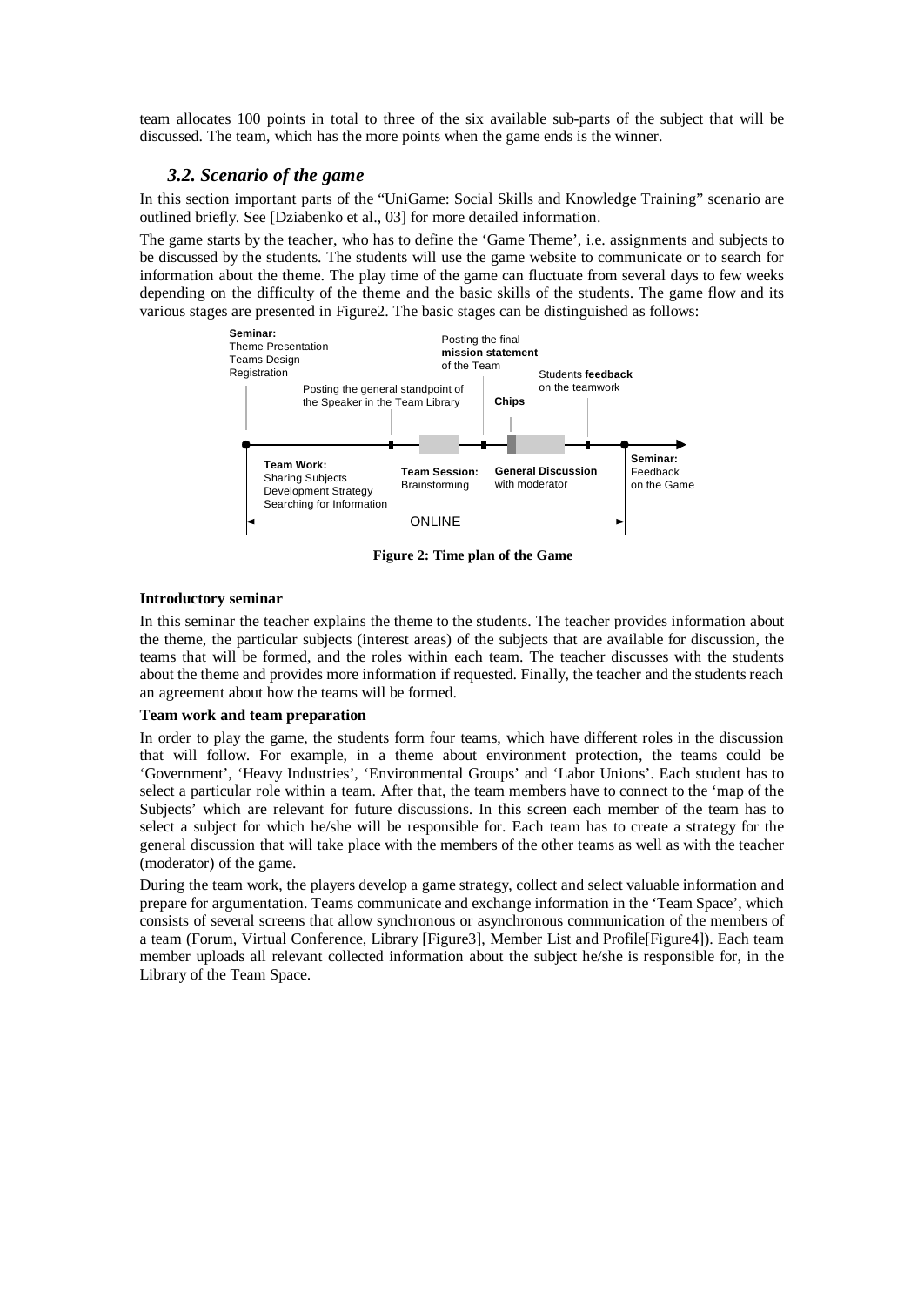team allocates 100 points in total to three of the six available sub-parts of the subject that will be discussed. The team, which has the more points when the game ends is the winner.

### *3.2. Scenario of the game*

In this section important parts of the "UniGame: Social Skills and Knowledge Training" scenario are outlined briefly. See [Dziabenko et al., 03] for more detailed information.

The game starts by the teacher, who has to define the 'Game Theme', i.e. assignments and subjects to be discussed by the students. The students will use the game website to communicate or to search for information about the theme. The play time of the game can fluctuate from several days to few weeks depending on the difficulty of the theme and the basic skills of the students. The game flow and its various stages are presented in Figure2. The basic stages can be distinguished as follows:

**Seminar:** Theme Presentation, Teams Design, Registration

Posting the general standpoint of the Speaker in the Team Library

Posting the final **mission statement** of the Team

**Chips**

Students **feedback** on the teamwork

**Team Work:** Sharing Subjects, Development Strategy, Searching for Information

**Team Session:** Brainstorming

**General Discussion** with moderator

**Seminar:** Feedback on the Game

ONLINE

**Figure 2: Time plan of the Game**

**Introductory seminar**

In this seminar the teacher explains the theme to the students. The teacher provides information about the theme, the particular subjects (interest areas) of the subjects that are available for discussion, the teams that will be formed, and the roles within each team. The teacher discusses with the students about the theme and provides more information if requested. Finally, the teacher and the students reach an agreement about how the teams will be formed.

**Team work and team preparation**

In order to play the game, the students form four teams, which have different roles in the discussion that will follow. For example, in a theme about environment protection, the teams could be 'Government', 'Heavy Industries', 'Environmental Groups' and 'Labor Unions'. Each student has to select a particular role within a team. After that, the team members have to connect to the 'map of the Subjects' which are relevant for future discussions. In this screen each member of the team has to select a subject for which he/she will be responsible for. Each team has to create a strategy for the general discussion that will take place with the members of the other teams as well as with the teacher (moderator) of the game.

During the team work, the players develop a game strategy, collect and select valuable information and prepare for argumentation. Teams communicate and exchange information in the 'Team Space', which consists of several screens that allow synchronous or asynchronous communication of the members of a team (Forum, Virtual Conference, Library [Figure3], Member List and Profile[Figure4]). Each team member uploads all relevant collected information about the subject he/she is responsible for, in the Library of the Team Space.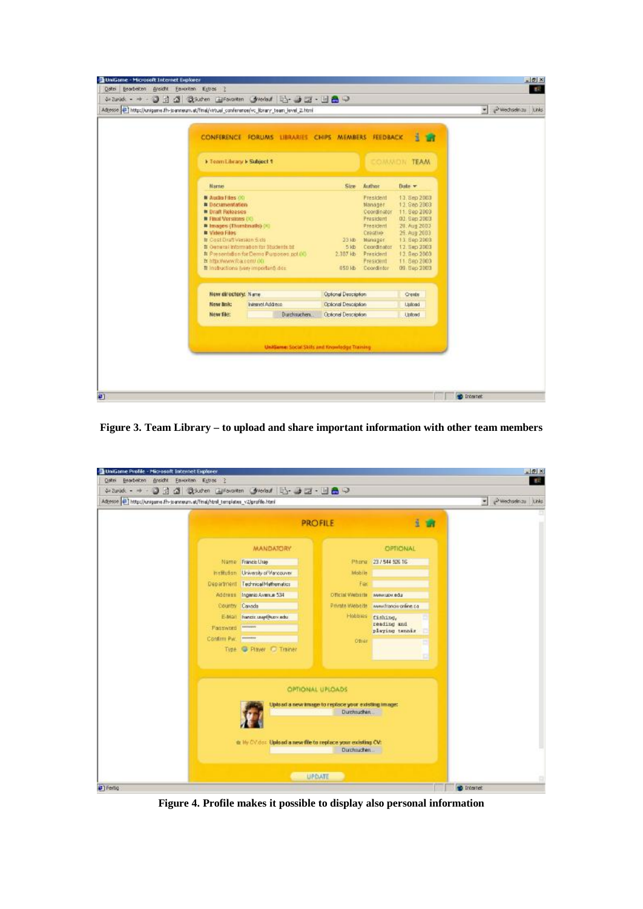**Figure 3. Team Library – to upload and share important information with other team members**

**Figure 4. Profile makes it possible to display also personal information**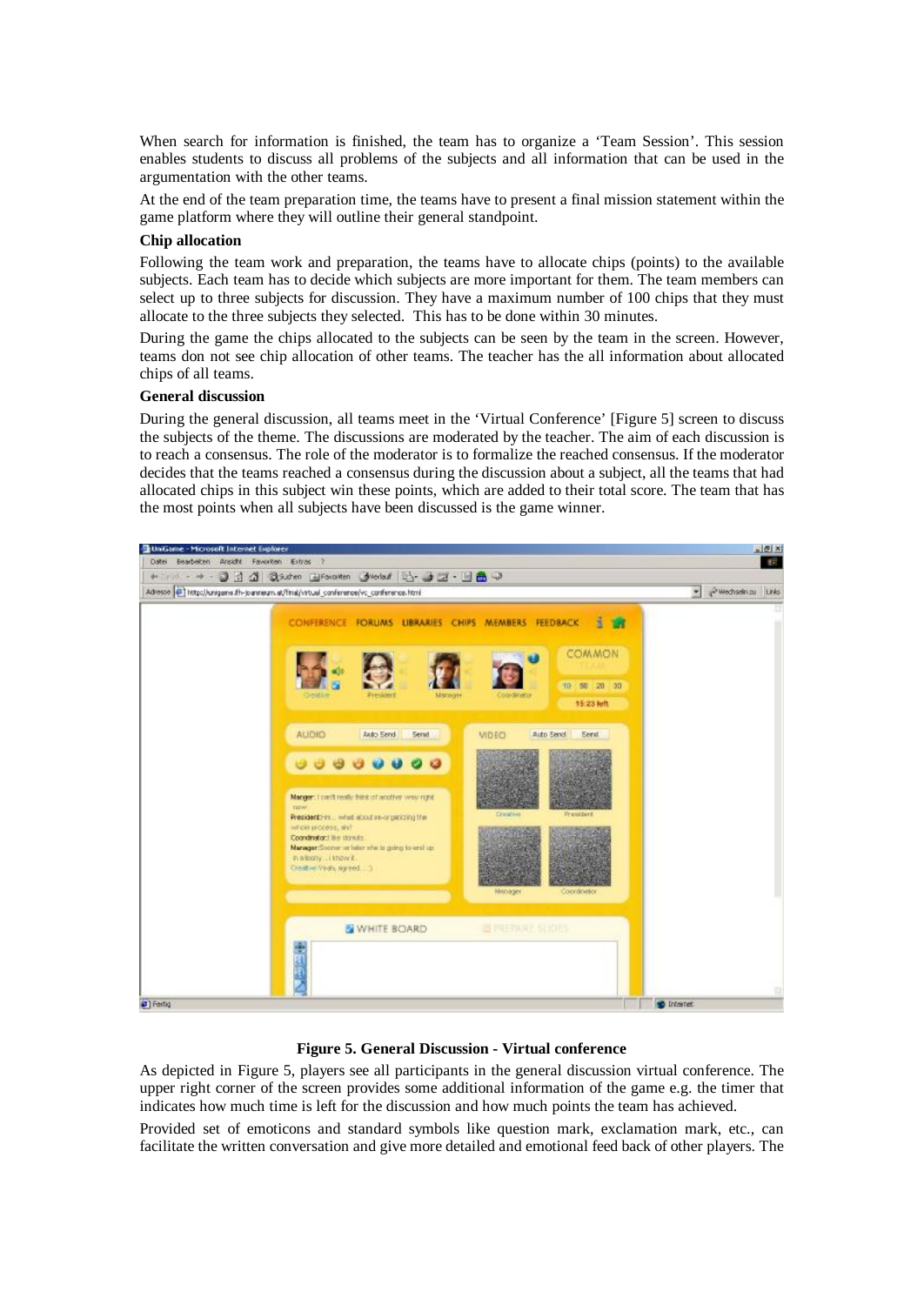When search for information is finished, the team has to organize a 'Team Session'. This session enables students to discuss all problems of the subjects and all information that can be used in the argumentation with the other teams.

At the end of the team preparation time, the teams have to present a final mission statement within the game platform where they will outline their general standpoint.

**Chip allocation**

Following the team work and preparation, the teams have to allocate chips (points) to the available subjects. Each team has to decide which subjects are more important for them. The team members can select up to three subjects for discussion. They have a maximum number of 100 chips that they must allocate to the three subjects they selected. This has to be done within 30 minutes.

During the game the chips allocated to the subjects can be seen by the team in the screen. However, teams don not see chip allocation of other teams. The teacher has the all information about allocated chips of all teams.

**General discussion**

During the general discussion, all teams meet in the 'Virtual Conference' [Figure 5] screen to discuss the subjects of the theme. The discussions are moderated by the teacher. The aim of each discussion is to reach a consensus. The role of the moderator is to formalize the reached consensus. If the moderator decides that the teams reached a consensus during the discussion about a subject, all the teams that had allocated chips in this subject win these points, which are added to their total score. The team that has the most points when all subjects have been discussed is the game winner.

**Figure 5. General Discussion - Virtual conference**

As depicted in Figure 5, players see all participants in the general discussion virtual conference. The upper right corner of the screen provides some additional information of the game e.g. the timer that indicates how much time is left for the discussion and how much points the team has achieved.

Provided set of emoticons and standard symbols like question mark, exclamation mark, etc., can facilitate the written conversation and give more detailed and emotional feed back of other players. The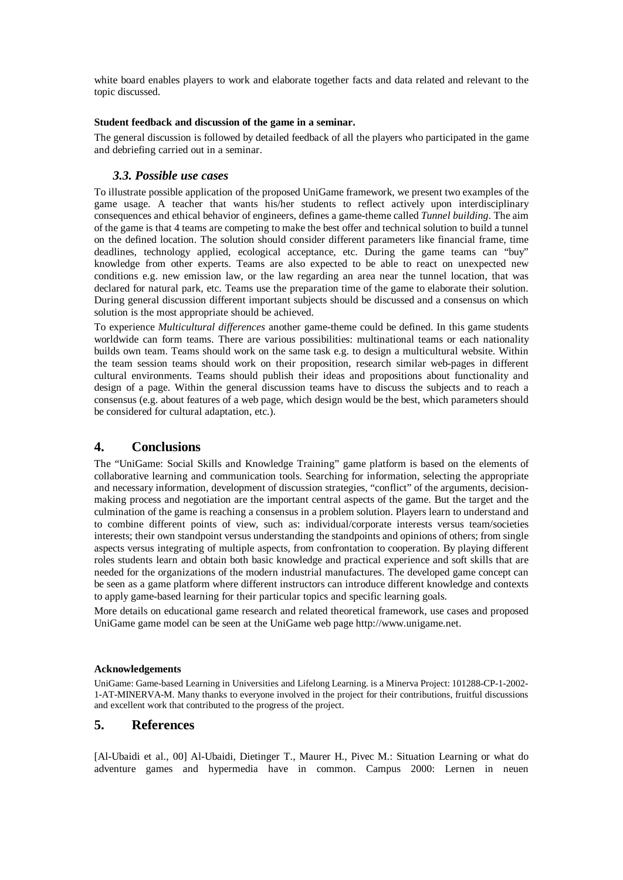white board enables players to work and elaborate together facts and data related and relevant to the topic discussed.

**Student feedback and discussion of the game in a seminar.**

The general discussion is followed by detailed feedback of all the players who participated in the game and debriefing carried out in a seminar.

### *3.3. Possible use cases*

To illustrate possible application of the proposed UniGame framework, we present two examples of the game usage. A teacher that wants his/her students to reflect actively upon interdisciplinary consequences and ethical behavior of engineers, defines a game-theme called *Tunnel building*. The aim of the game is that 4 teams are competing to make the best offer and technical solution to build a tunnel on the defined location. The solution should consider different parameters like financial frame, time deadlines, technology applied, ecological acceptance, etc. During the game teams can "buy" knowledge from other experts. Teams are also expected to be able to react on unexpected new conditions e.g. new emission law, or the law regarding an area near the tunnel location, that was declared for natural park, etc. Teams use the preparation time of the game to elaborate their solution. During general discussion different important subjects should be discussed and a consensus on which solution is the most appropriate should be achieved.

To experience *Multicultural differences* another game-theme could be defined. In this game students worldwide can form teams. There are various possibilities: multinational teams or each nationality builds own team. Teams should work on the same task e.g. to design a multicultural website. Within the team session teams should work on their proposition, research similar web-pages in different cultural environments. Teams should publish their ideas and propositions about functionality and design of a page. Within the general discussion teams have to discuss the subjects and to reach a consensus (e.g. about features of a web page, which design would be the best, which parameters should be considered for cultural adaptation, etc.).

## 4. Conclusions

The "UniGame: Social Skills and Knowledge Training" game platform is based on the elements of collaborative learning and communication tools. Searching for information, selecting the appropriate and necessary information, development of discussion strategies, "conflict" of the arguments, decision-making process and negotiation are the important central aspects of the game. But the target and the culmination of the game is reaching a consensus in a problem solution. Players learn to understand and to combine different points of view, such as: individual/corporate interests versus team/societies interests; their own standpoint versus understanding the standpoints and opinions of others; from single aspects versus integrating of multiple aspects, from confrontation to cooperation. By playing different roles students learn and obtain both basic knowledge and practical experience and soft skills that are needed for the organizations of the modern industrial manufactures. The developed game concept can be seen as a game platform where different instructors can introduce different knowledge and contexts to apply game-based learning for their particular topics and specific learning goals.

More details on educational game research and related theoretical framework, use cases and proposed UniGame game model can be seen at the UniGame web page http://www.unigame.net.

**Acknowledgements**

UniGame: Game-based Learning in Universities and Lifelong Learning. is a Minerva Project: 101288-CP-1-2002-1-AT-MINERVA-M. Many thanks to everyone involved in the project for their contributions, fruitful discussions and excellent work that contributed to the progress of the project.

## 5. References

[Al-Ubaidi et al., 00] Al-Ubaidi, Dietinger T., Maurer H., Pivec M.: Situation Learning or what do adventure games and hypermedia have in common. Campus 2000: Lernen in neuen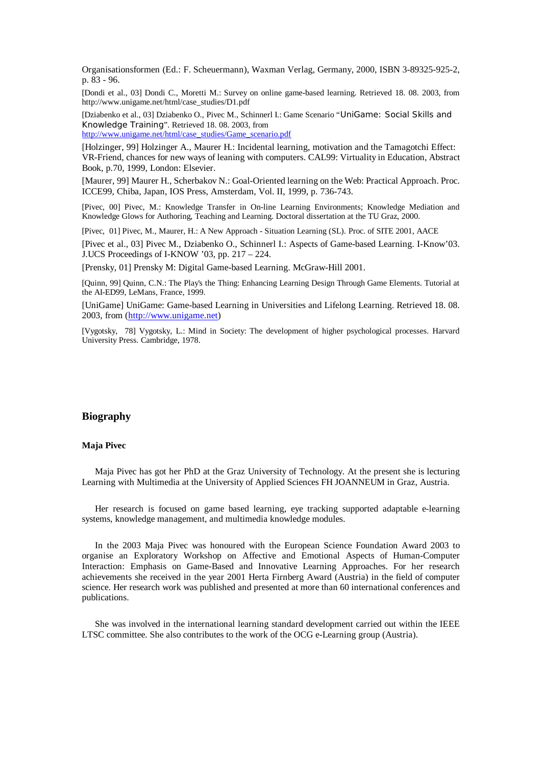Organisationsformen (Ed.: F. Scheuermann), Waxman Verlag, Germany, 2000, ISBN 3-89325-925-2, p. 83 - 96.

[Dondi et al., 03] Dondi C., Moretti M.: Survey on online game-based learning. Retrieved 18. 08. 2003, from http://www.unigame.net/html/case_studies/D1.pdf

[Dziabenko et al., 03] Dziabenko O., Pivec M., Schinnerl I.: Game Scenario "UniGame: Social Skills and Knowledge Training". Retrieved 18. 08. 2003, from http://www.unigame.net/html/case_studies/Game_scenario.pdf

[Holzinger, 99] Holzinger A., Maurer H.: Incidental learning, motivation and the Tamagotchi Effect: VR-Friend, chances for new ways of leaning with computers. CAL99: Virtuality in Education, Abstract Book, p.70, 1999, London: Elsevier.

[Maurer, 99] Maurer H., Scherbakov N.: Goal-Oriented learning on the Web: Practical Approach. Proc. ICCE99, Chiba, Japan, IOS Press, Amsterdam, Vol. II, 1999, p. 736-743.

[Pivec, 00] Pivec, M.: Knowledge Transfer in On-line Learning Environments; Knowledge Mediation and Knowledge Glows for Authoring, Teaching and Learning. Doctoral dissertation at the TU Graz, 2000.

[Pivec, 01] Pivec, M., Maurer, H.: A New Approach - Situation Learning (SL). Proc. of SITE 2001, AACE

[Pivec et al., 03] Pivec M., Dziabenko O., Schinnerl I.: Aspects of Game-based Learning. I-Know'03. J.UCS Proceedings of I-KNOW '03, pp. 217 – 224.

[Prensky, 01] Prensky M: Digital Game-based Learning. McGraw-Hill 2001.

[Quinn, 99] Quinn, C.N.: The Play's the Thing: Enhancing Learning Design Through Game Elements. Tutorial at the AI-ED99, LeMans, France, 1999.

[UniGame] UniGame: Game-based Learning in Universities and Lifelong Learning. Retrieved 18. 08. 2003, from (http://www.unigame.net)

[Vygotsky, 78] Vygotsky, L.: Mind in Society: The development of higher psychological processes. Harvard University Press. Cambridge, 1978.

## Biography

**Maja Pivec**

Maja Pivec has got her PhD at the Graz University of Technology. At the present she is lecturing Learning with Multimedia at the University of Applied Sciences FH JOANNEUM in Graz, Austria.

Her research is focused on game based learning, eye tracking supported adaptable e-learning systems, knowledge management, and multimedia knowledge modules.

In the 2003 Maja Pivec was honoured with the European Science Foundation Award 2003 to organise an Exploratory Workshop on Affective and Emotional Aspects of Human-Computer Interaction: Emphasis on Game-Based and Innovative Learning Approaches. For her research achievements she received in the year 2001 Herta Firnberg Award (Austria) in the field of computer science. Her research work was published and presented at more than 60 international conferences and publications.

She was involved in the international learning standard development carried out within the IEEE LTSC committee. She also contributes to the work of the OCG e-Learning group (Austria).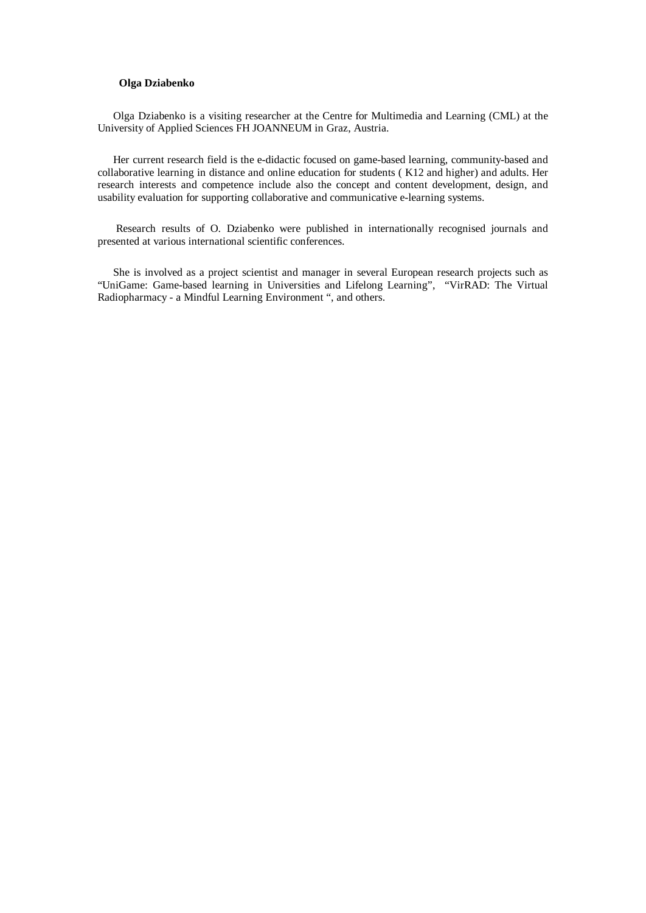**Olga Dziabenko**

Olga Dziabenko is a visiting researcher at the Centre for Multimedia and Learning (CML) at the University of Applied Sciences FH JOANNEUM in Graz, Austria.

Her current research field is the e-didactic focused on game-based learning, community-based and collaborative learning in distance and online education for students ( K12 and higher) and adults. Her research interests and competence include also the concept and content development, design, and usability evaluation for supporting collaborative and communicative e-learning systems.

Research results of O. Dziabenko were published in internationally recognised journals and presented at various international scientific conferences.

She is involved as a project scientist and manager in several European research projects such as "UniGame: Game-based learning in Universities and Lifelong Learning", "VirRAD: The Virtual Radiopharmacy - a Mindful Learning Environment ", and others.